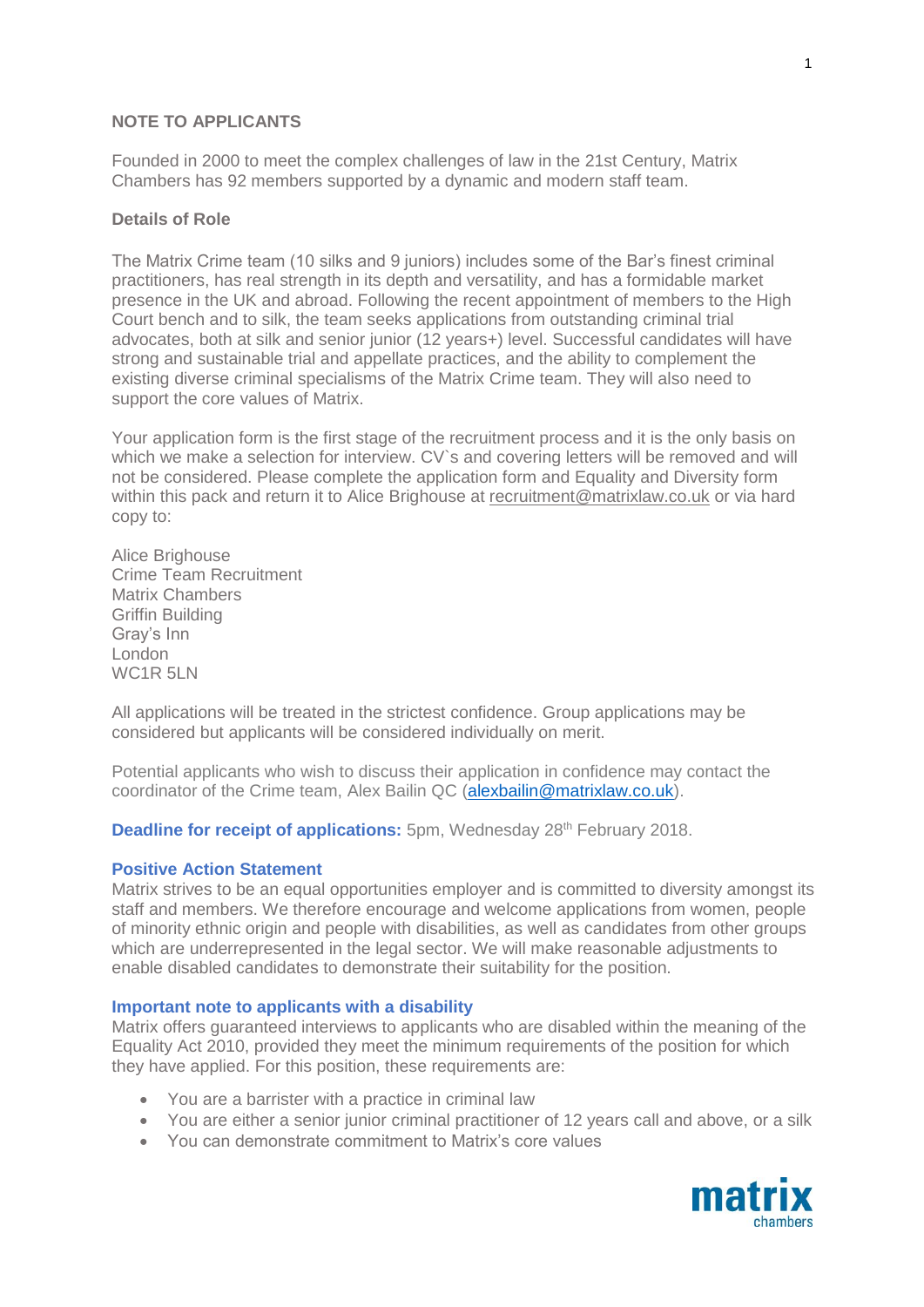## NOTE TO APPLICANTS

Founded in 2000 to meet the complex challenges of law in the 21st Century, Matrix Chambers has 92 members supported by a dynamic and modern staff team.

### Details of Role

The Matrix Crime team (10 silks and 9 juniors) includes some of the Bar's finest criminal practitioners, has real strength in its depth and versatility, and has a formidable market presence in the UK and abroad. Following the recent appointment of members to the High Court bench and to silk, the team seeks applications from outstanding criminal trial advocates, both at silk and senior junior (12 years+) level. Successful candidates will have strong and sustainable trial and appellate practices, and the ability to complement the existing diverse criminal specialisms of the Matrix Crime team. They will also need to support the core values of Matrix.

Your application form is the first stage of the recruitment process and it is the only basis on which we make a selection for interview. CV`s and covering letters will be removed and will not be considered. Please complete the application form and Equality and Diversity form within this pack and return it to Alice Brighouse at recruitment@matrixlaw.co.uk or via hard copy to:

Alice Brighouse
Crime Team Recruitment
Matrix Chambers
Griffin Building
Gray's Inn
London
WC1R 5LN

All applications will be treated in the strictest confidence. Group applications may be considered but applicants will be considered individually on merit.

Potential applicants who wish to discuss their application in confidence may contact the coordinator of the Crime team, Alex Bailin QC (alexbailin@matrixlaw.co.uk).

**Deadline for receipt of applications:** 5pm, Wednesday 28th February 2018.

### Positive Action Statement

Matrix strives to be an equal opportunities employer and is committed to diversity amongst its staff and members. We therefore encourage and welcome applications from women, people of minority ethnic origin and people with disabilities, as well as candidates from other groups which are underrepresented in the legal sector. We will make reasonable adjustments to enable disabled candidates to demonstrate their suitability for the position.

### Important note to applicants with a disability

Matrix offers guaranteed interviews to applicants who are disabled within the meaning of the Equality Act 2010, provided they meet the minimum requirements of the position for which they have applied. For this position, these requirements are:

- You are a barrister with a practice in criminal law
- You are either a senior junior criminal practitioner of 12 years call and above, or a silk
- You can demonstrate commitment to Matrix's core values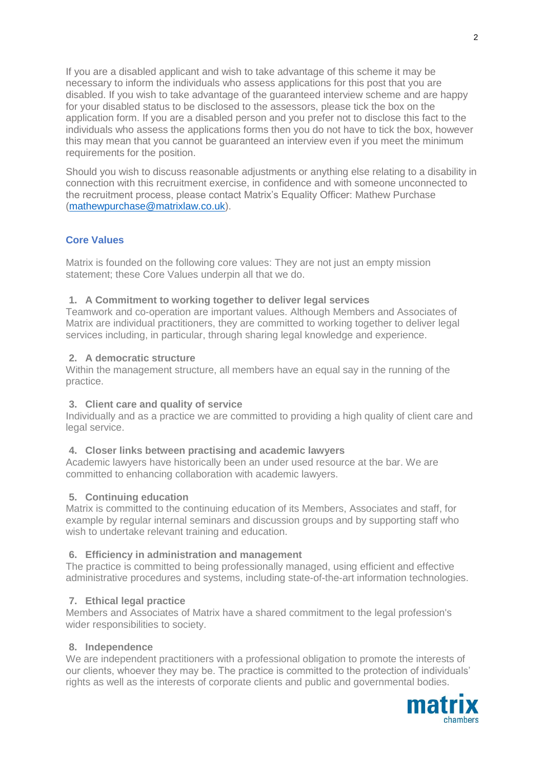If you are a disabled applicant and wish to take advantage of this scheme it may be necessary to inform the individuals who assess applications for this post that you are disabled. If you wish to take advantage of the guaranteed interview scheme and are happy for your disabled status to be disclosed to the assessors, please tick the box on the application form. If you are a disabled person and you prefer not to disclose this fact to the individuals who assess the applications forms then you do not have to tick the box, however this may mean that you cannot be guaranteed an interview even if you meet the minimum requirements for the position.

Should you wish to discuss reasonable adjustments or anything else relating to a disability in connection with this recruitment exercise, in confidence and with someone unconnected to the recruitment process, please contact Matrix's Equality Officer: Mathew Purchase (mathewpurchase@matrixlaw.co.uk).

## Core Values

Matrix is founded on the following core values: They are not just an empty mission statement; these Core Values underpin all that we do.

1. **A Commitment to working together to deliver legal services**
Teamwork and co-operation are important values. Although Members and Associates of Matrix are individual practitioners, they are committed to working together to deliver legal services including, in particular, through sharing legal knowledge and experience.

2. **A democratic structure**
Within the management structure, all members have an equal say in the running of the practice.

3. **Client care and quality of service**
Individually and as a practice we are committed to providing a high quality of client care and legal service.

4. **Closer links between practising and academic lawyers**
Academic lawyers have historically been an under used resource at the bar. We are committed to enhancing collaboration with academic lawyers.

5. **Continuing education**
Matrix is committed to the continuing education of its Members, Associates and staff, for example by regular internal seminars and discussion groups and by supporting staff who wish to undertake relevant training and education.

6. **Efficiency in administration and management**
The practice is committed to being professionally managed, using efficient and effective administrative procedures and systems, including state-of-the-art information technologies.

7. **Ethical legal practice**
Members and Associates of Matrix have a shared commitment to the legal profession's wider responsibilities to society.

8. **Independence**
We are independent practitioners with a professional obligation to promote the interests of our clients, whoever they may be. The practice is committed to the protection of individuals' rights as well as the interests of corporate clients and public and governmental bodies.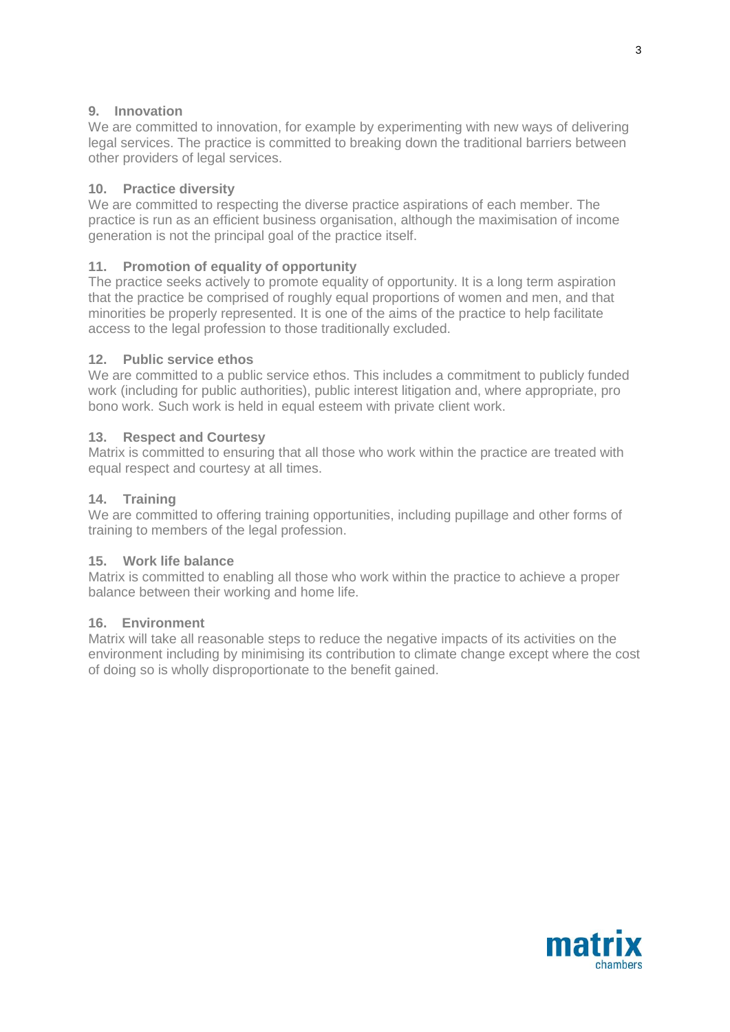**9. Innovation**

We are committed to innovation, for example by experimenting with new ways of delivering legal services. The practice is committed to breaking down the traditional barriers between other providers of legal services.

**10. Practice diversity**

We are committed to respecting the diverse practice aspirations of each member. The practice is run as an efficient business organisation, although the maximisation of income generation is not the principal goal of the practice itself.

**11. Promotion of equality of opportunity**

The practice seeks actively to promote equality of opportunity. It is a long term aspiration that the practice be comprised of roughly equal proportions of women and men, and that minorities be properly represented. It is one of the aims of the practice to help facilitate access to the legal profession to those traditionally excluded.

**12. Public service ethos**

We are committed to a public service ethos. This includes a commitment to publicly funded work (including for public authorities), public interest litigation and, where appropriate, pro bono work. Such work is held in equal esteem with private client work.

**13. Respect and Courtesy**

Matrix is committed to ensuring that all those who work within the practice are treated with equal respect and courtesy at all times.

**14. Training**

We are committed to offering training opportunities, including pupillage and other forms of training to members of the legal profession.

**15. Work life balance**

Matrix is committed to enabling all those who work within the practice to achieve a proper balance between their working and home life.

**16. Environment**

Matrix will take all reasonable steps to reduce the negative impacts of its activities on the environment including by minimising its contribution to climate change except where the cost of doing so is wholly disproportionate to the benefit gained.